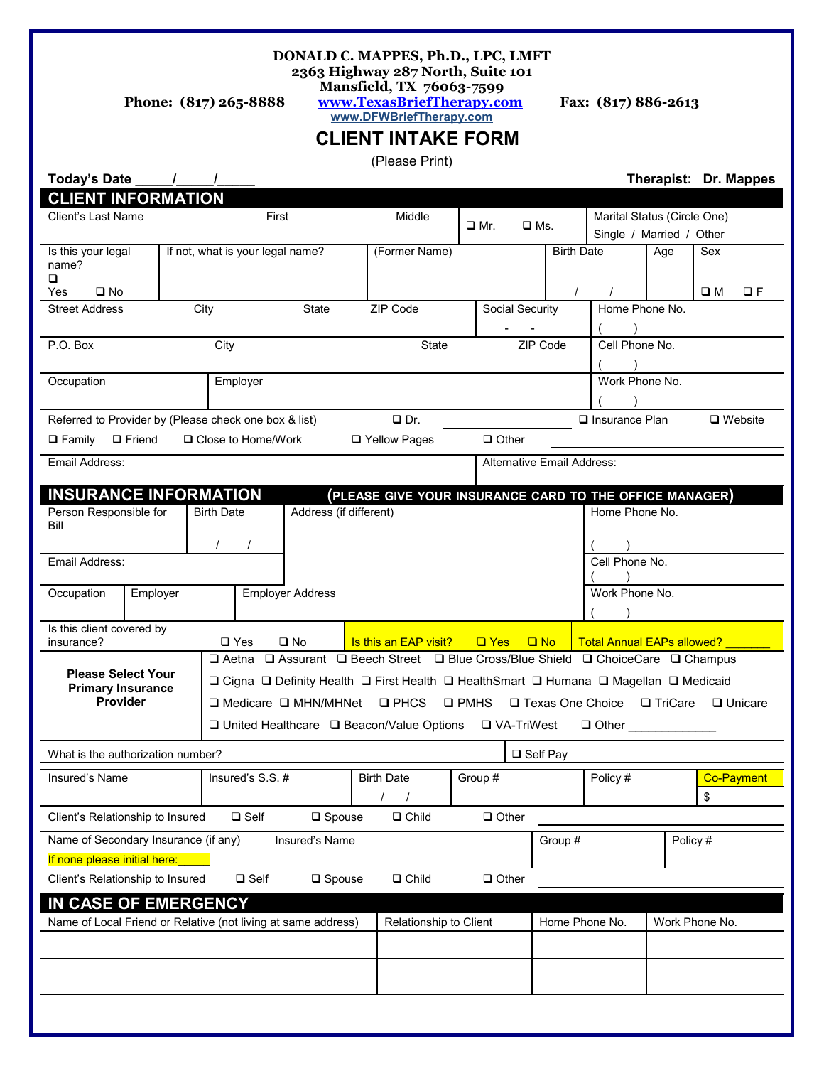**DONALD C. MAPPES, Ph.D., LPC, LMFT**
**2363 Highway 287 North, Suite 101**
**Mansfield, TX 76063-7599**

**Phone: (817) 265-8888** **www.TexasBriefTherapy.com** **Fax: (817) 886-2613**
**www.DFWBriefTherapy.com**

# CLIENT INTAKE FORM

(Please Print)

**Today's Date \_\_\_\_\_/\_\_\_\_\_/\_\_\_\_\_** **Therapist: Dr. Mappes**

## CLIENT INFORMATION

| Client's Last Name | First | Middle | ❑ Mr. ❑ Ms. | Marital Status (Circle One) Single / Married / Other |
|---|---|---|---|---|

| Is this your legal name? ❑ Yes ❑ No | If not, what is your legal name? | (Former Name) | Birth Date / / | Age | Sex ❑ M ❑ F |
|---|---|---|---|---|---|

| Street Address | City | State | ZIP Code | Social Security - - | Home Phone No. ( ) |
|---|---|---|---|---|---|

| P.O. Box | City | State | ZIP Code | Cell Phone No. ( ) |
|---|---|---|---|---|

| Occupation | Employer | Work Phone No. ( ) |
|---|---|---|

Referred to Provider by (Please check one box & list) ❑ Dr. \_\_\_\_\_\_\_\_\_\_\_\_\_\_\_ ❑ Insurance Plan ❑ Website

❑ Family ❑ Friend ❑ Close to Home/Work ❑ Yellow Pages ❑ Other \_\_\_\_\_\_\_\_\_\_\_\_\_\_\_\_\_\_\_\_\_\_\_\_\_\_\_\_\_\_

| Email Address: | Alternative Email Address: |
|---|---|

## INSURANCE INFORMATION (PLEASE GIVE YOUR INSURANCE CARD TO THE OFFICE MANAGER)

| Person Responsible for Bill | Birth Date / / | Address (if different) | Home Phone No. ( ) |
|---|---|---|---|
| Email Address: | | | Cell Phone No. ( ) |

| Occupation | Employer | Employer Address | Work Phone No. ( ) |
|---|---|---|---|

Is this client covered by insurance? ❑ Yes ❑ No | Is this an EAP visit? ❑ Yes ❑ No | Total Annual EAPs allowed? \_\_\_\_\_\_\_

**Please Select Your Primary Insurance Provider**

❑ Aetna ❑ Assurant ❑ Beech Street ❑ Blue Cross/Blue Shield ❑ ChoiceCare ❑ Champus
❑ Cigna ❑ Definity Health ❑ First Health ❑ HealthSmart ❑ Humana ❑ Magellan ❑ Medicaid
❑ Medicare ❑ MHN/MHNet ❑ PHCS ❑ PMHS ❑ Texas One Choice ❑ TriCare ❑ Unicare
❑ United Healthcare ❑ Beacon/Value Options ❑ VA-TriWest ❑ Other \_\_\_\_\_\_\_\_\_\_\_\_\_

What is the authorization number? ❑ Self Pay

| Insured's Name | Insured's S.S. # | Birth Date / / | Group # | Policy # | Co-Payment $ |
|---|---|---|---|---|---|

Client's Relationship to Insured ❑ Self ❑ Spouse ❑ Child ❑ Other \_\_\_\_\_\_\_\_\_\_\_\_\_\_\_\_\_\_\_\_\_\_\_\_

| Name of Secondary Insurance (if any) If none please initial here:\_\_\_\_\_ | Insured's Name | Group # | Policy # |
|---|---|---|---|

Client's Relationship to Insured ❑ Self ❑ Spouse ❑ Child ❑ Other \_\_\_\_\_\_\_\_\_\_\_\_\_\_\_\_\_\_\_\_\_\_\_\_

## IN CASE OF EMERGENCY

| Name of Local Friend or Relative (not living at same address) | Relationship to Client | Home Phone No. | Work Phone No. |
|---|---|---|---|
| | | | |
| | | | |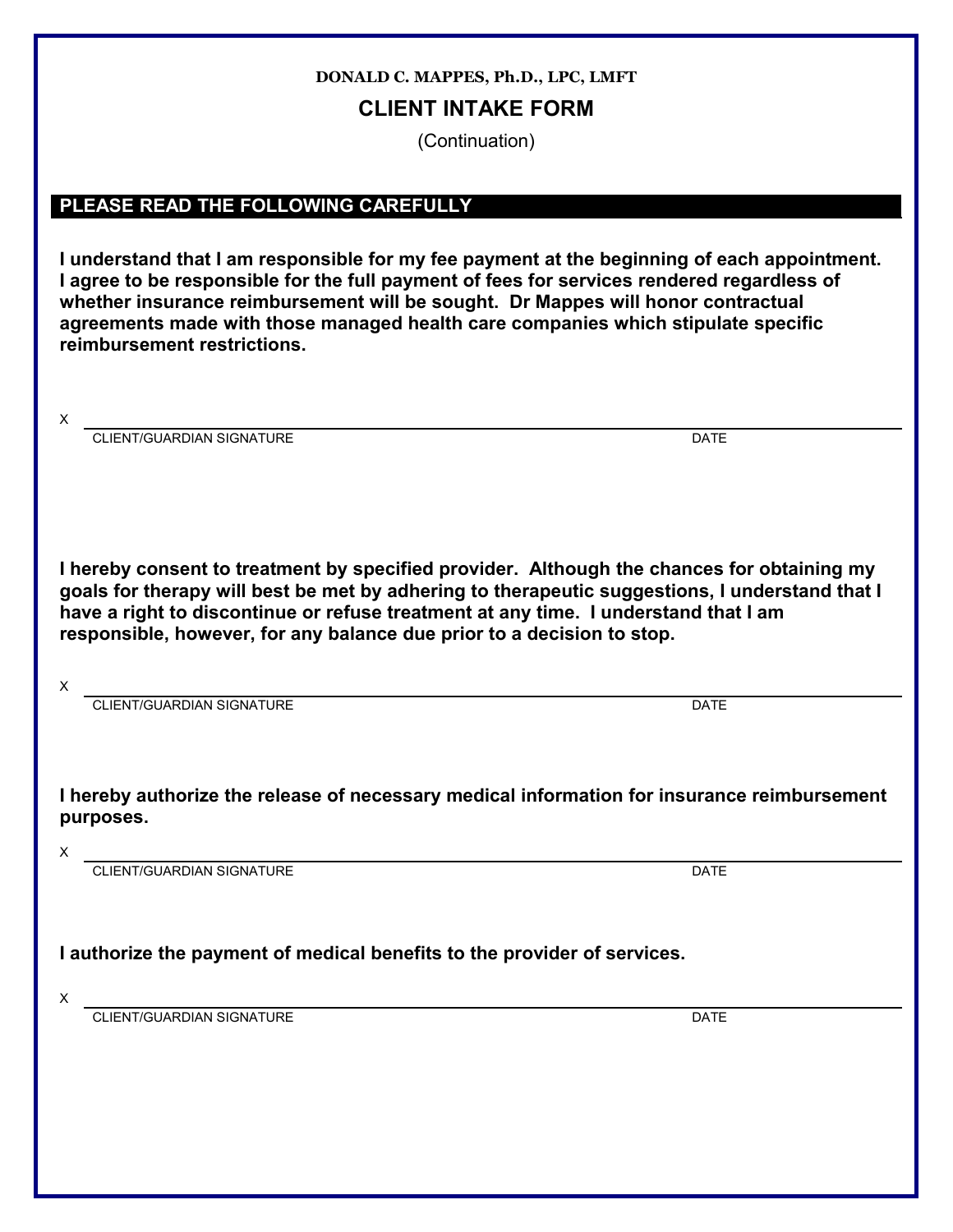**DONALD C. MAPPES, Ph.D., LPC, LMFT**

# CLIENT INTAKE FORM

(Continuation)

## PLEASE READ THE FOLLOWING CAREFULLY

**I understand that I am responsible for my fee payment at the beginning of each appointment. I agree to be responsible for the full payment of fees for services rendered regardless of whether insurance reimbursement will be sought. Dr Mappes will honor contractual agreements made with those managed health care companies which stipulate specific reimbursement restrictions.**

X ______________________________________________________________

CLIENT/GUARDIAN SIGNATURE DATE

**I hereby consent to treatment by specified provider. Although the chances for obtaining my goals for therapy will best be met by adhering to therapeutic suggestions, I understand that I have a right to discontinue or refuse treatment at any time. I understand that I am responsible, however, for any balance due prior to a decision to stop.**

X ______________________________________________________________

CLIENT/GUARDIAN SIGNATURE DATE

**I hereby authorize the release of necessary medical information for insurance reimbursement purposes.**

X ______________________________________________________________

CLIENT/GUARDIAN SIGNATURE DATE

**I authorize the payment of medical benefits to the provider of services.**

X ______________________________________________________________

CLIENT/GUARDIAN SIGNATURE DATE